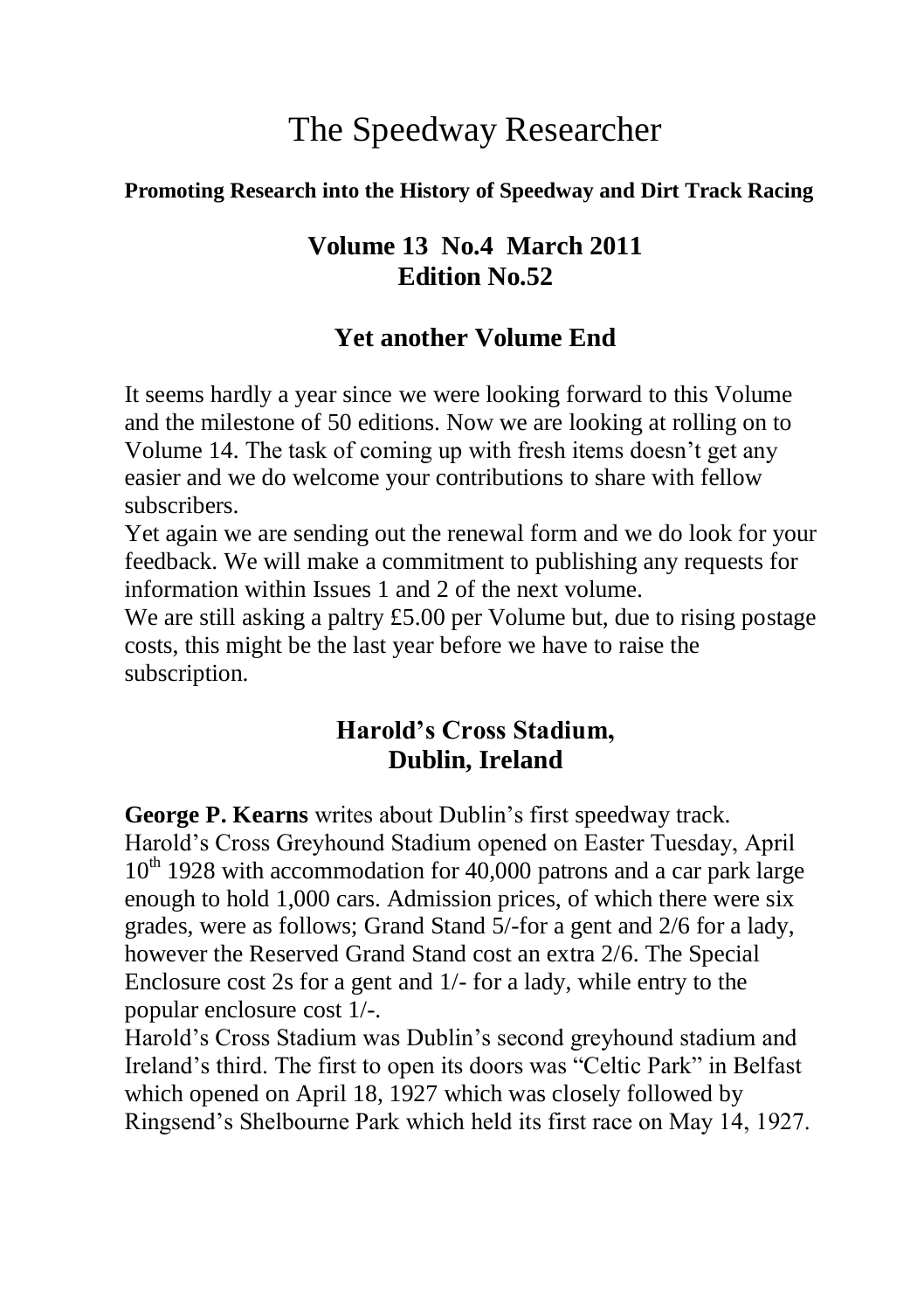# The Speedway Researcher

**Promoting Research into the History of Speedway and Dirt Track Racing**

## Volume 13 No.4 March 2011
## Edition No.52

### Yet another Volume End

It seems hardly a year since we were looking forward to this Volume and the milestone of 50 editions. Now we are looking at rolling on to Volume 14. The task of coming up with fresh items doesn't get any easier and we do welcome your contributions to share with fellow subscribers.

Yet again we are sending out the renewal form and we do look for your feedback. We will make a commitment to publishing any requests for information within Issues 1 and 2 of the next volume.

We are still asking a paltry £5.00 per Volume but, due to rising postage costs, this might be the last year before we have to raise the subscription.

### Harold's Cross Stadium, Dublin, Ireland

**George P. Kearns** writes about Dublin's first speedway track.

Harold's Cross Greyhound Stadium opened on Easter Tuesday, April 10th 1928 with accommodation for 40,000 patrons and a car park large enough to hold 1,000 cars. Admission prices, of which there were six grades, were as follows; Grand Stand 5/-for a gent and 2/6 for a lady, however the Reserved Grand Stand cost an extra 2/6. The Special Enclosure cost 2s for a gent and 1/- for a lady, while entry to the popular enclosure cost 1/-.

Harold's Cross Stadium was Dublin's second greyhound stadium and Ireland's third. The first to open its doors was "Celtic Park" in Belfast which opened on April 18, 1927 which was closely followed by Ringsend's Shelbourne Park which held its first race on May 14, 1927.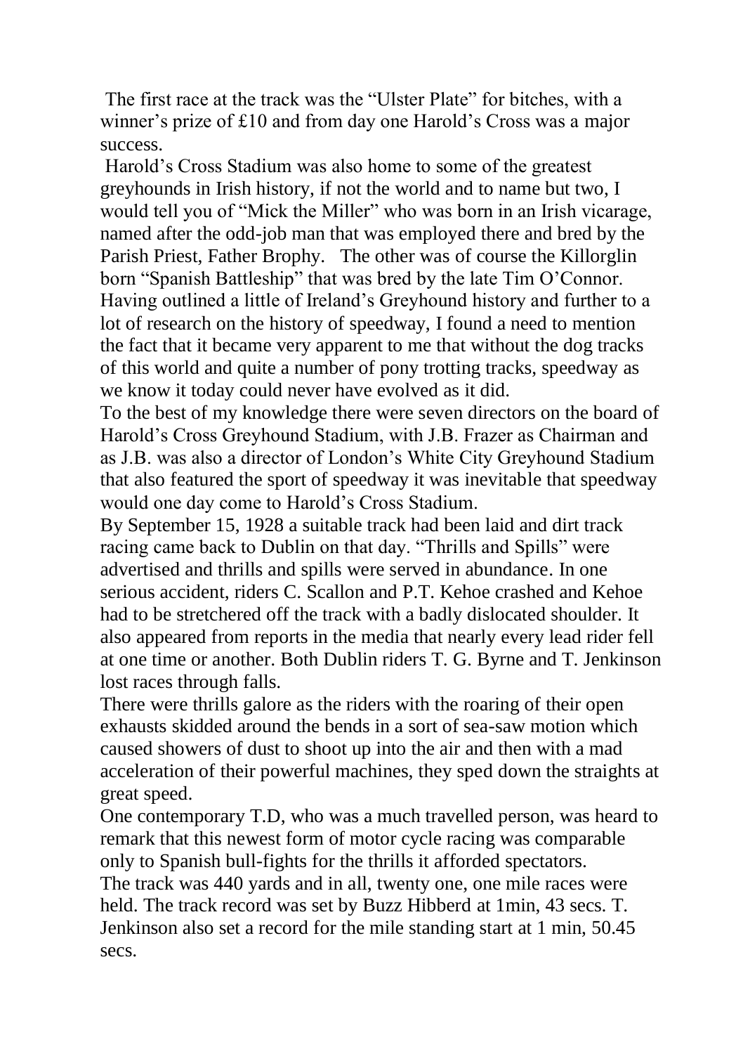The first race at the track was the "Ulster Plate" for bitches, with a winner's prize of £10 and from day one Harold's Cross was a major success.

Harold's Cross Stadium was also home to some of the greatest greyhounds in Irish history, if not the world and to name but two, I would tell you of "Mick the Miller" who was born in an Irish vicarage, named after the odd-job man that was employed there and bred by the Parish Priest, Father Brophy. The other was of course the Killorglin born "Spanish Battleship" that was bred by the late Tim O'Connor. Having outlined a little of Ireland's Greyhound history and further to a lot of research on the history of speedway, I found a need to mention the fact that it became very apparent to me that without the dog tracks of this world and quite a number of pony trotting tracks, speedway as we know it today could never have evolved as it did.

To the best of my knowledge there were seven directors on the board of Harold's Cross Greyhound Stadium, with J.B. Frazer as Chairman and as J.B. was also a director of London's White City Greyhound Stadium that also featured the sport of speedway it was inevitable that speedway would one day come to Harold's Cross Stadium.

By September 15, 1928 a suitable track had been laid and dirt track racing came back to Dublin on that day. "Thrills and Spills" were advertised and thrills and spills were served in abundance. In one serious accident, riders C. Scallon and P.T. Kehoe crashed and Kehoe had to be stretchered off the track with a badly dislocated shoulder. It also appeared from reports in the media that nearly every lead rider fell at one time or another. Both Dublin riders T. G. Byrne and T. Jenkinson lost races through falls.

There were thrills galore as the riders with the roaring of their open exhausts skidded around the bends in a sort of sea-saw motion which caused showers of dust to shoot up into the air and then with a mad acceleration of their powerful machines, they sped down the straights at great speed.

One contemporary T.D, who was a much travelled person, was heard to remark that this newest form of motor cycle racing was comparable only to Spanish bull-fights for the thrills it afforded spectators.

The track was 440 yards and in all, twenty one, one mile races were held. The track record was set by Buzz Hibberd at 1min, 43 secs. T. Jenkinson also set a record for the mile standing start at 1 min, 50.45 secs.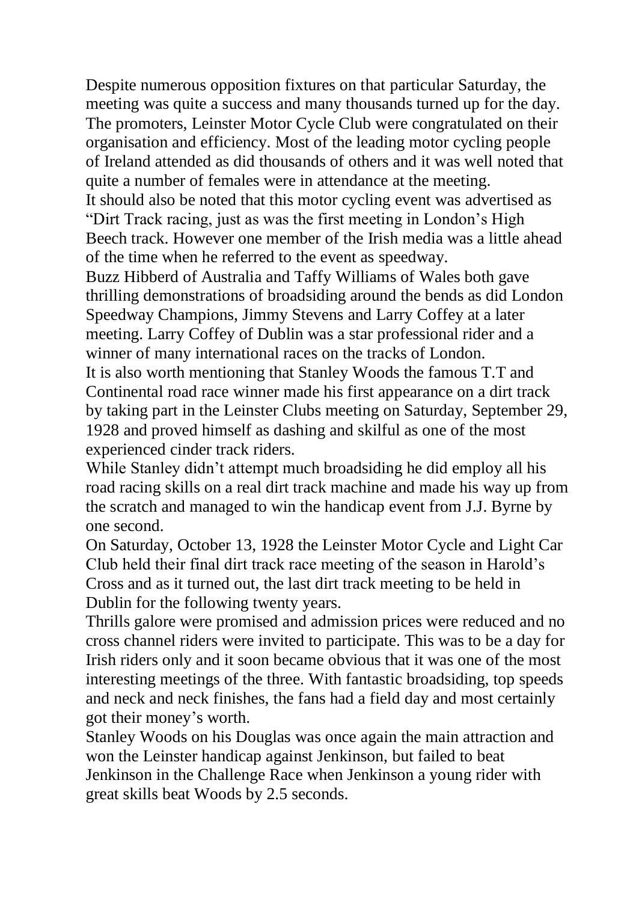Despite numerous opposition fixtures on that particular Saturday, the meeting was quite a success and many thousands turned up for the day. The promoters, Leinster Motor Cycle Club were congratulated on their organisation and efficiency. Most of the leading motor cycling people of Ireland attended as did thousands of others and it was well noted that quite a number of females were in attendance at the meeting.

It should also be noted that this motor cycling event was advertised as "Dirt Track racing, just as was the first meeting in London's High Beech track. However one member of the Irish media was a little ahead of the time when he referred to the event as speedway.

Buzz Hibberd of Australia and Taffy Williams of Wales both gave thrilling demonstrations of broadsiding around the bends as did London Speedway Champions, Jimmy Stevens and Larry Coffey at a later meeting. Larry Coffey of Dublin was a star professional rider and a winner of many international races on the tracks of London.

It is also worth mentioning that Stanley Woods the famous T.T and Continental road race winner made his first appearance on a dirt track by taking part in the Leinster Clubs meeting on Saturday, September 29, 1928 and proved himself as dashing and skilful as one of the most experienced cinder track riders.

While Stanley didn't attempt much broadsiding he did employ all his road racing skills on a real dirt track machine and made his way up from the scratch and managed to win the handicap event from J.J. Byrne by one second.

On Saturday, October 13, 1928 the Leinster Motor Cycle and Light Car Club held their final dirt track race meeting of the season in Harold's Cross and as it turned out, the last dirt track meeting to be held in Dublin for the following twenty years.

Thrills galore were promised and admission prices were reduced and no cross channel riders were invited to participate. This was to be a day for Irish riders only and it soon became obvious that it was one of the most interesting meetings of the three. With fantastic broadsiding, top speeds and neck and neck finishes, the fans had a field day and most certainly got their money's worth.

Stanley Woods on his Douglas was once again the main attraction and won the Leinster handicap against Jenkinson, but failed to beat Jenkinson in the Challenge Race when Jenkinson a young rider with great skills beat Woods by 2.5 seconds.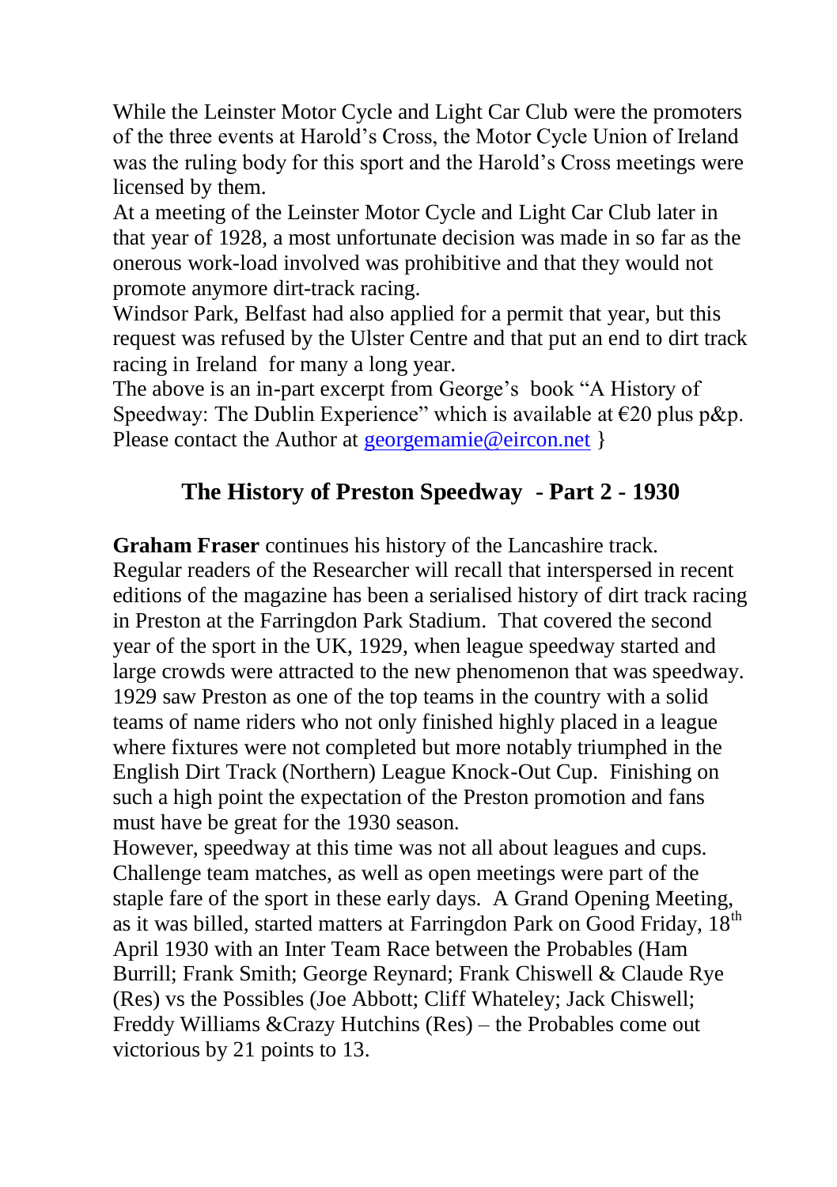While the Leinster Motor Cycle and Light Car Club were the promoters of the three events at Harold's Cross, the Motor Cycle Union of Ireland was the ruling body for this sport and the Harold's Cross meetings were licensed by them.

At a meeting of the Leinster Motor Cycle and Light Car Club later in that year of 1928, a most unfortunate decision was made in so far as the onerous work-load involved was prohibitive and that they would not promote anymore dirt-track racing.

Windsor Park, Belfast had also applied for a permit that year, but this request was refused by the Ulster Centre and that put an end to dirt track racing in Ireland for many a long year.

The above is an in-part excerpt from George's book "A History of Speedway: The Dublin Experience" which is available at €20 plus p&p. Please contact the Author at georgemamie@eircon.net }

## The History of Preston Speedway - Part 2 - 1930

**Graham Fraser** continues his history of the Lancashire track.

Regular readers of the Researcher will recall that interspersed in recent editions of the magazine has been a serialised history of dirt track racing in Preston at the Farringdon Park Stadium. That covered the second year of the sport in the UK, 1929, when league speedway started and large crowds were attracted to the new phenomenon that was speedway. 1929 saw Preston as one of the top teams in the country with a solid teams of name riders who not only finished highly placed in a league where fixtures were not completed but more notably triumphed in the English Dirt Track (Northern) League Knock-Out Cup. Finishing on such a high point the expectation of the Preston promotion and fans must have be great for the 1930 season.

However, speedway at this time was not all about leagues and cups. Challenge team matches, as well as open meetings were part of the staple fare of the sport in these early days. A Grand Opening Meeting, as it was billed, started matters at Farringdon Park on Good Friday, 18th April 1930 with an Inter Team Race between the Probables (Ham Burrill; Frank Smith; George Reynard; Frank Chiswell & Claude Rye (Res) vs the Possibles (Joe Abbott; Cliff Whateley; Jack Chiswell; Freddy Williams &Crazy Hutchins (Res) – the Probables come out victorious by 21 points to 13.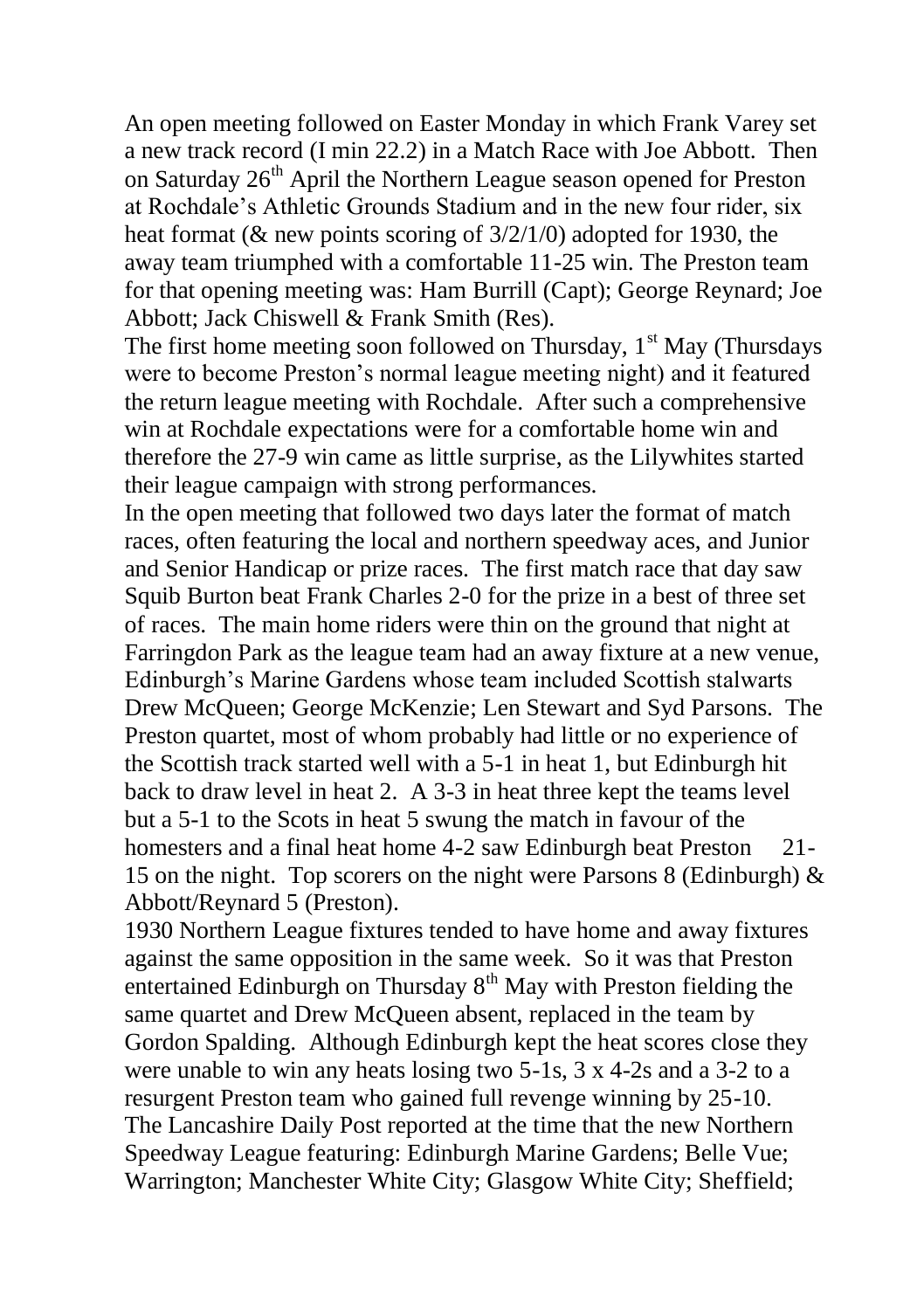An open meeting followed on Easter Monday in which Frank Varey set a new track record (I min 22.2) in a Match Race with Joe Abbott. Then on Saturday 26th April the Northern League season opened for Preston at Rochdale's Athletic Grounds Stadium and in the new four rider, six heat format (& new points scoring of 3/2/1/0) adopted for 1930, the away team triumphed with a comfortable 11-25 win. The Preston team for that opening meeting was: Ham Burrill (Capt); George Reynard; Joe Abbott; Jack Chiswell & Frank Smith (Res).

The first home meeting soon followed on Thursday, 1st May (Thursdays were to become Preston's normal league meeting night) and it featured the return league meeting with Rochdale. After such a comprehensive win at Rochdale expectations were for a comfortable home win and therefore the 27-9 win came as little surprise, as the Lilywhites started their league campaign with strong performances.

In the open meeting that followed two days later the format of match races, often featuring the local and northern speedway aces, and Junior and Senior Handicap or prize races. The first match race that day saw Squib Burton beat Frank Charles 2-0 for the prize in a best of three set of races. The main home riders were thin on the ground that night at Farringdon Park as the league team had an away fixture at a new venue, Edinburgh's Marine Gardens whose team included Scottish stalwarts Drew McQueen; George McKenzie; Len Stewart and Syd Parsons. The Preston quartet, most of whom probably had little or no experience of the Scottish track started well with a 5-1 in heat 1, but Edinburgh hit back to draw level in heat 2. A 3-3 in heat three kept the teams level but a 5-1 to the Scots in heat 5 swung the match in favour of the homesters and a final heat home 4-2 saw Edinburgh beat Preston 21-15 on the night. Top scorers on the night were Parsons 8 (Edinburgh) & Abbott/Reynard 5 (Preston).

1930 Northern League fixtures tended to have home and away fixtures against the same opposition in the same week. So it was that Preston entertained Edinburgh on Thursday 8th May with Preston fielding the same quartet and Drew McQueen absent, replaced in the team by Gordon Spalding. Although Edinburgh kept the heat scores close they were unable to win any heats losing two 5-1s, 3 x 4-2s and a 3-2 to a resurgent Preston team who gained full revenge winning by 25-10.

The Lancashire Daily Post reported at the time that the new Northern Speedway League featuring: Edinburgh Marine Gardens; Belle Vue; Warrington; Manchester White City; Glasgow White City; Sheffield;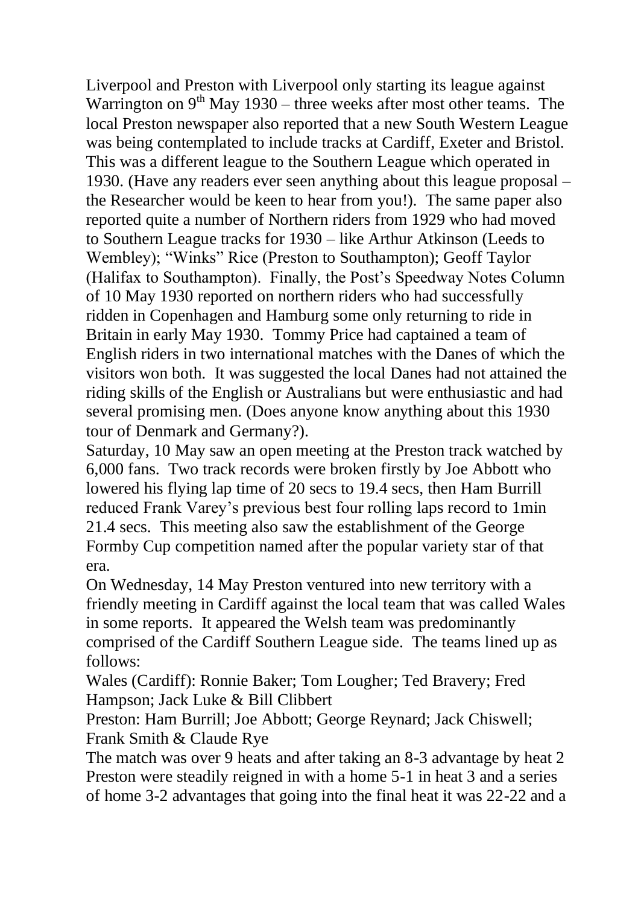Liverpool and Preston with Liverpool only starting its league against Warrington on 9th May 1930 – three weeks after most other teams. The local Preston newspaper also reported that a new South Western League was being contemplated to include tracks at Cardiff, Exeter and Bristol. This was a different league to the Southern League which operated in 1930. (Have any readers ever seen anything about this league proposal – the Researcher would be keen to hear from you!). The same paper also reported quite a number of Northern riders from 1929 who had moved to Southern League tracks for 1930 – like Arthur Atkinson (Leeds to Wembley); "Winks" Rice (Preston to Southampton); Geoff Taylor (Halifax to Southampton). Finally, the Post's Speedway Notes Column of 10 May 1930 reported on northern riders who had successfully ridden in Copenhagen and Hamburg some only returning to ride in Britain in early May 1930. Tommy Price had captained a team of English riders in two international matches with the Danes of which the visitors won both. It was suggested the local Danes had not attained the riding skills of the English or Australians but were enthusiastic and had several promising men. (Does anyone know anything about this 1930 tour of Denmark and Germany?).

Saturday, 10 May saw an open meeting at the Preston track watched by 6,000 fans. Two track records were broken firstly by Joe Abbott who lowered his flying lap time of 20 secs to 19.4 secs, then Ham Burrill reduced Frank Varey's previous best four rolling laps record to 1min 21.4 secs. This meeting also saw the establishment of the George Formby Cup competition named after the popular variety star of that era.

On Wednesday, 14 May Preston ventured into new territory with a friendly meeting in Cardiff against the local team that was called Wales in some reports. It appeared the Welsh team was predominantly comprised of the Cardiff Southern League side. The teams lined up as follows:

Wales (Cardiff): Ronnie Baker; Tom Lougher; Ted Bravery; Fred Hampson; Jack Luke & Bill Clibbert

Preston: Ham Burrill; Joe Abbott; George Reynard; Jack Chiswell; Frank Smith & Claude Rye

The match was over 9 heats and after taking an 8-3 advantage by heat 2 Preston were steadily reigned in with a home 5-1 in heat 3 and a series of home 3-2 advantages that going into the final heat it was 22-22 and a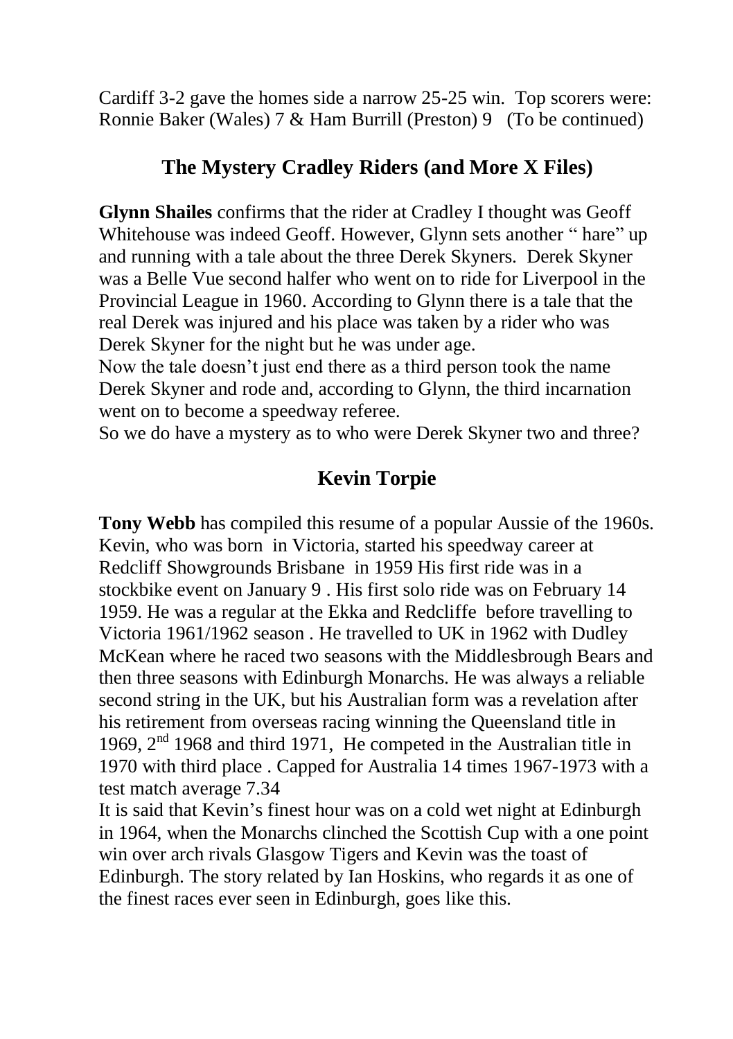Cardiff 3-2 gave the homes side a narrow 25-25 win. Top scorers were: Ronnie Baker (Wales) 7 & Ham Burrill (Preston) 9 (To be continued)

## The Mystery Cradley Riders (and More X Files)

**Glynn Shailes** confirms that the rider at Cradley I thought was Geoff Whitehouse was indeed Geoff. However, Glynn sets another " hare" up and running with a tale about the three Derek Skyners. Derek Skyner was a Belle Vue second halfer who went on to ride for Liverpool in the Provincial League in 1960. According to Glynn there is a tale that the real Derek was injured and his place was taken by a rider who was Derek Skyner for the night but he was under age.

Now the tale doesn't just end there as a third person took the name Derek Skyner and rode and, according to Glynn, the third incarnation went on to become a speedway referee.

So we do have a mystery as to who were Derek Skyner two and three?

## Kevin Torpie

**Tony Webb** has compiled this resume of a popular Aussie of the 1960s. Kevin, who was born in Victoria, started his speedway career at Redcliff Showgrounds Brisbane in 1959 His first ride was in a stockbike event on January 9 . His first solo ride was on February 14 1959. He was a regular at the Ekka and Redcliffe before travelling to Victoria 1961/1962 season . He travelled to UK in 1962 with Dudley McKean where he raced two seasons with the Middlesbrough Bears and then three seasons with Edinburgh Monarchs. He was always a reliable second string in the UK, but his Australian form was a revelation after his retirement from overseas racing winning the Queensland title in 1969, 2nd 1968 and third 1971, He competed in the Australian title in 1970 with third place . Capped for Australia 14 times 1967-1973 with a test match average 7.34

It is said that Kevin's finest hour was on a cold wet night at Edinburgh in 1964, when the Monarchs clinched the Scottish Cup with a one point win over arch rivals Glasgow Tigers and Kevin was the toast of Edinburgh. The story related by Ian Hoskins, who regards it as one of the finest races ever seen in Edinburgh, goes like this.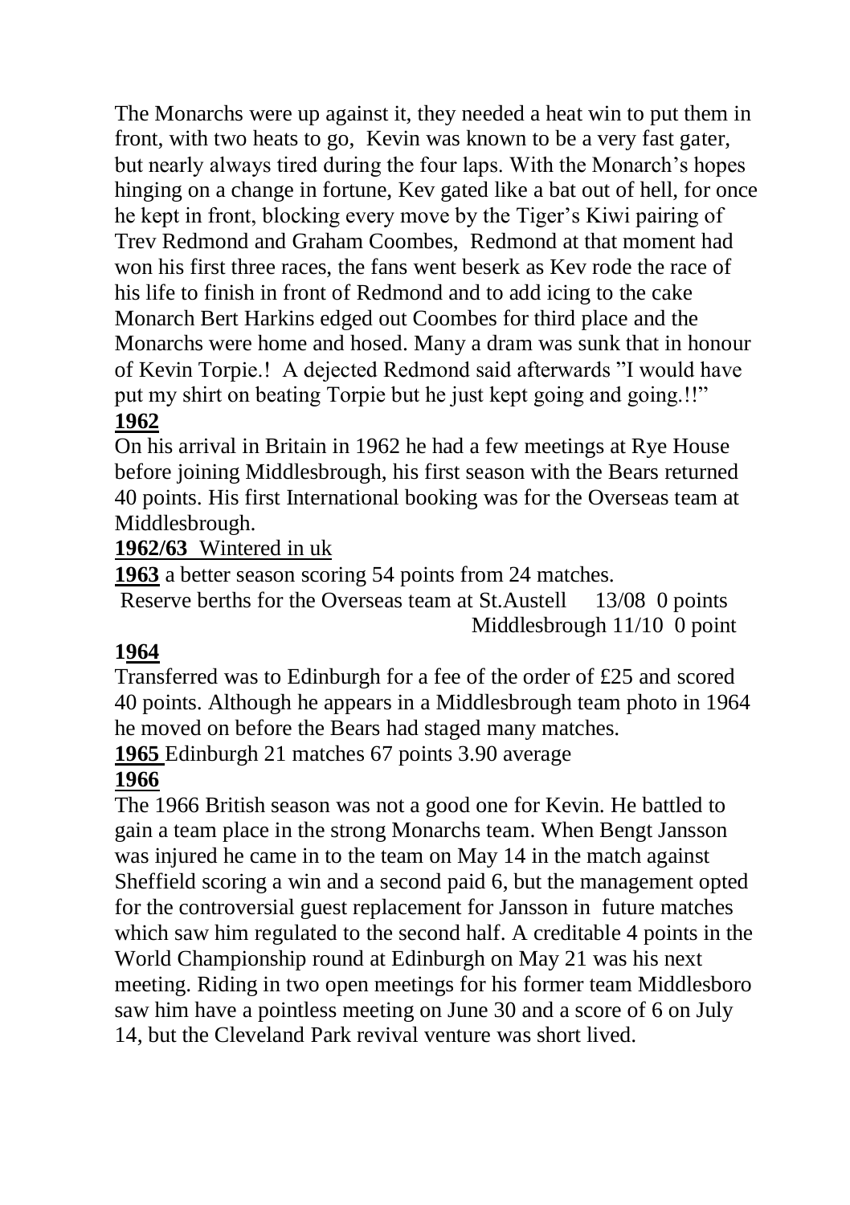The Monarchs were up against it, they needed a heat win to put them in front, with two heats to go, Kevin was known to be a very fast gater, but nearly always tired during the four laps. With the Monarch's hopes hinging on a change in fortune, Kev gated like a bat out of hell, for once he kept in front, blocking every move by the Tiger's Kiwi pairing of Trev Redmond and Graham Coombes, Redmond at that moment had won his first three races, the fans went beserk as Kev rode the race of his life to finish in front of Redmond and to add icing to the cake Monarch Bert Harkins edged out Coombes for third place and the Monarchs were home and hosed. Many a dram was sunk that in honour of Kevin Torpie.! A dejected Redmond said afterwards "I would have put my shirt on beating Torpie but he just kept going and going.!!"

**1962**

On his arrival in Britain in 1962 he had a few meetings at Rye House before joining Middlesbrough, his first season with the Bears returned 40 points. His first International booking was for the Overseas team at Middlesbrough.

**1962/63** Wintered in uk

**1963** a better season scoring 54 points from 24 matches.

Reserve berths for the Overseas team at St.Austell 13/08 0 points
Middlesbrough 11/10 0 point

**1964**

Transferred was to Edinburgh for a fee of the order of £25 and scored 40 points. Although he appears in a Middlesbrough team photo in 1964 he moved on before the Bears had staged many matches.

**1965** Edinburgh 21 matches 67 points 3.90 average

**1966**

The 1966 British season was not a good one for Kevin. He battled to gain a team place in the strong Monarchs team. When Bengt Jansson was injured he came in to the team on May 14 in the match against Sheffield scoring a win and a second paid 6, but the management opted for the controversial guest replacement for Jansson in future matches which saw him regulated to the second half. A creditable 4 points in the World Championship round at Edinburgh on May 21 was his next meeting. Riding in two open meetings for his former team Middlesboro saw him have a pointless meeting on June 30 and a score of 6 on July 14, but the Cleveland Park revival venture was short lived.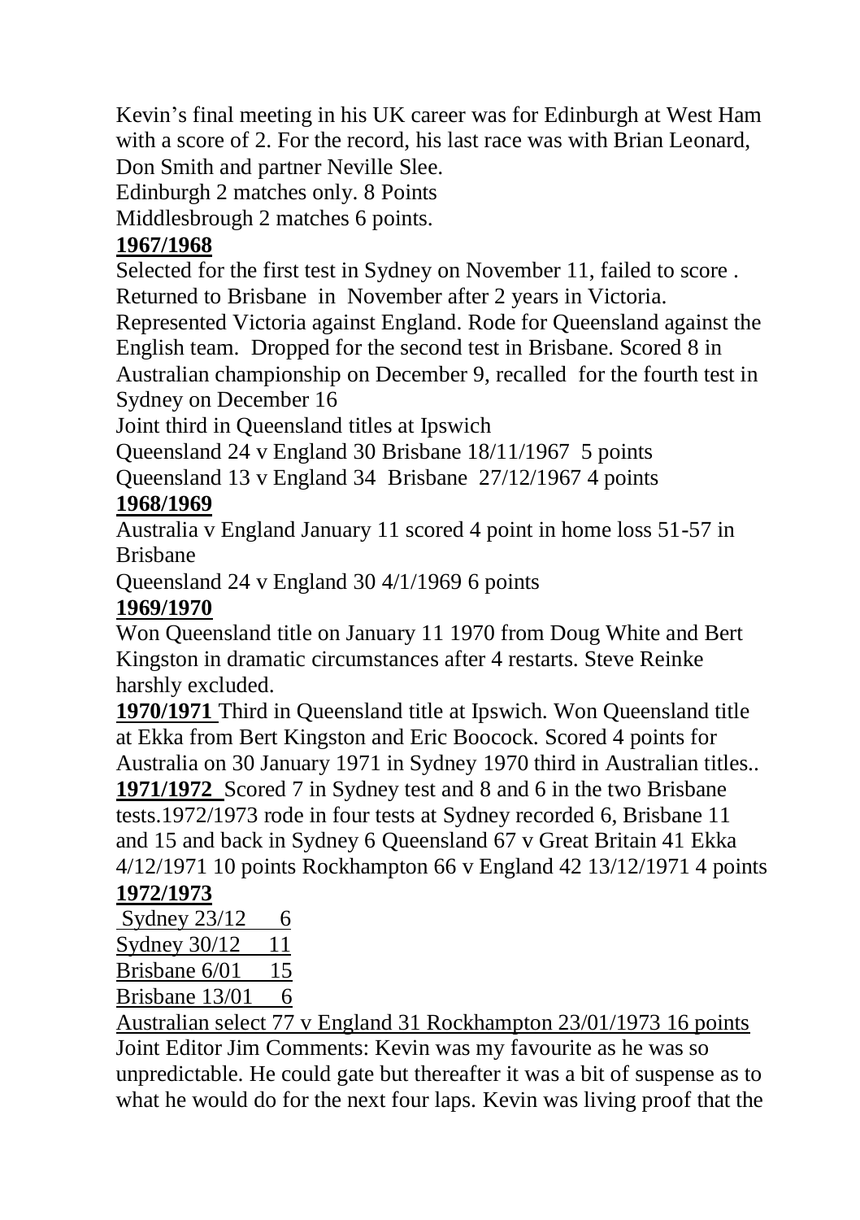Kevin's final meeting in his UK career was for Edinburgh at West Ham with a score of 2. For the record, his last race was with Brian Leonard, Don Smith and partner Neville Slee.

Edinburgh 2 matches only. 8 Points

Middlesbrough 2 matches 6 points.

**1967/1968**

Selected for the first test in Sydney on November 11, failed to score . Returned to Brisbane in November after 2 years in Victoria. Represented Victoria against England. Rode for Queensland against the English team. Dropped for the second test in Brisbane. Scored 8 in Australian championship on December 9, recalled for the fourth test in Sydney on December 16

Joint third in Queensland titles at Ipswich

Queensland 24 v England 30 Brisbane 18/11/1967 5 points

Queensland 13 v England 34 Brisbane 27/12/1967 4 points

**1968/1969**

Australia v England January 11 scored 4 point in home loss 51-57 in Brisbane

Queensland 24 v England 30 4/1/1969 6 points

**1969/1970**

Won Queensland title on January 11 1970 from Doug White and Bert Kingston in dramatic circumstances after 4 restarts. Steve Reinke harshly excluded.

**1970/1971** Third in Queensland title at Ipswich. Won Queensland title at Ekka from Bert Kingston and Eric Boocock. Scored 4 points for Australia on 30 January 1971 in Sydney 1970 third in Australian titles..

**1971/1972** Scored 7 in Sydney test and 8 and 6 in the two Brisbane tests.1972/1973 rode in four tests at Sydney recorded 6, Brisbane 11 and 15 and back in Sydney 6 Queensland 67 v Great Britain 41 Ekka 4/12/1971 10 points Rockhampton 66 v England 42 13/12/1971 4 points

**1972/1973**

Sydney 23/12 6

Sydney 30/12 11

Brisbane 6/01 15

Brisbane 13/01 6

Australian select 77 v England 31 Rockhampton 23/01/1973 16 points

Joint Editor Jim Comments: Kevin was my favourite as he was so unpredictable. He could gate but thereafter it was a bit of suspense as to what he would do for the next four laps. Kevin was living proof that the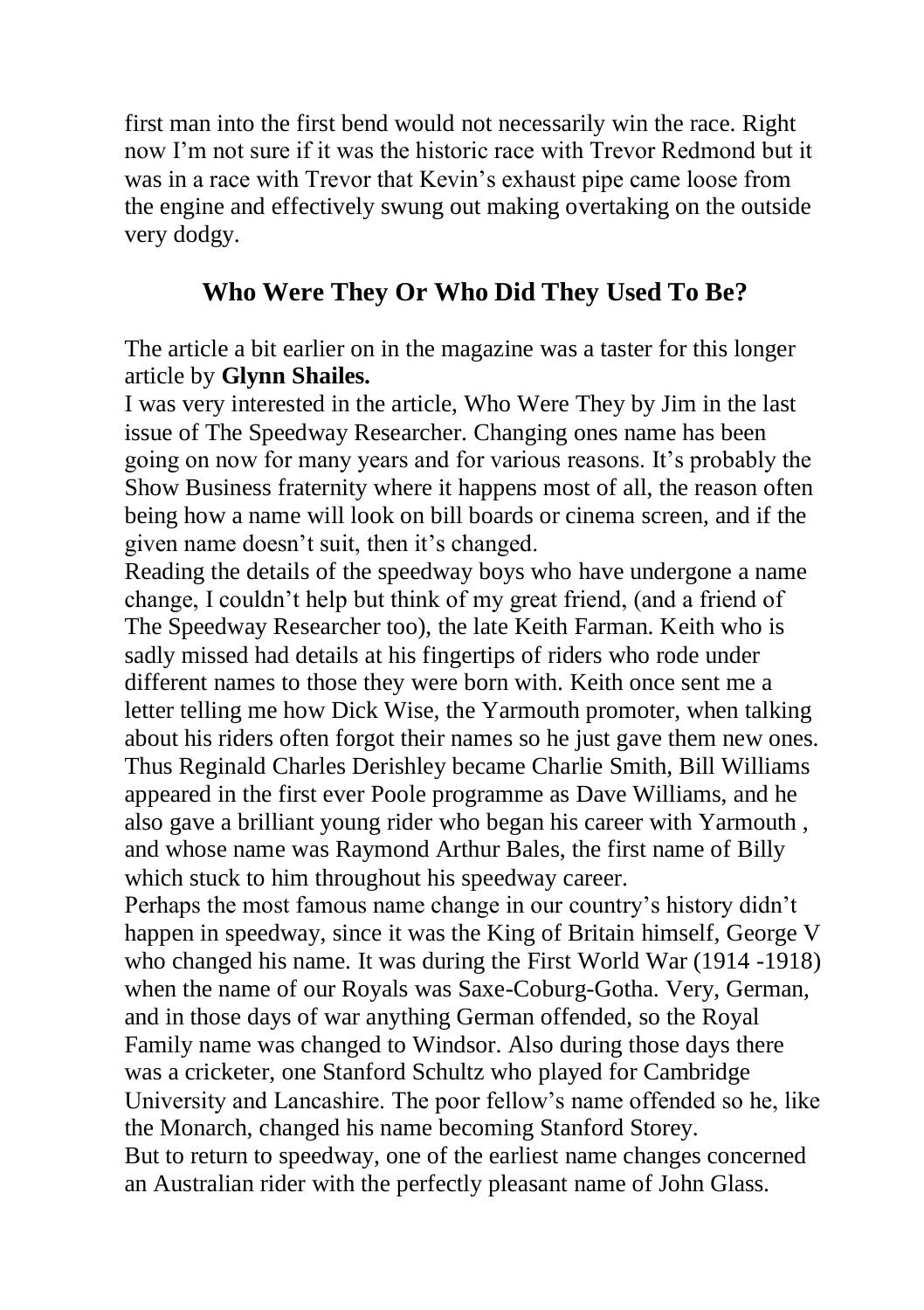first man into the first bend would not necessarily win the race. Right now I'm not sure if it was the historic race with Trevor Redmond but it was in a race with Trevor that Kevin's exhaust pipe came loose from the engine and effectively swung out making overtaking on the outside very dodgy.

## Who Were They Or Who Did They Used To Be?

The article a bit earlier on in the magazine was a taster for this longer article by **Glynn Shailes.**

I was very interested in the article, Who Were They by Jim in the last issue of The Speedway Researcher. Changing ones name has been going on now for many years and for various reasons. It's probably the Show Business fraternity where it happens most of all, the reason often being how a name will look on bill boards or cinema screen, and if the given name doesn't suit, then it's changed.

Reading the details of the speedway boys who have undergone a name change, I couldn't help but think of my great friend, (and a friend of The Speedway Researcher too), the late Keith Farman. Keith who is sadly missed had details at his fingertips of riders who rode under different names to those they were born with. Keith once sent me a letter telling me how Dick Wise, the Yarmouth promoter, when talking about his riders often forgot their names so he just gave them new ones. Thus Reginald Charles Derishley became Charlie Smith, Bill Williams appeared in the first ever Poole programme as Dave Williams, and he also gave a brilliant young rider who began his career with Yarmouth , and whose name was Raymond Arthur Bales, the first name of Billy which stuck to him throughout his speedway career.

Perhaps the most famous name change in our country's history didn't happen in speedway, since it was the King of Britain himself, George V who changed his name. It was during the First World War (1914 -1918) when the name of our Royals was Saxe-Coburg-Gotha. Very, German, and in those days of war anything German offended, so the Royal Family name was changed to Windsor. Also during those days there was a cricketer, one Stanford Schultz who played for Cambridge University and Lancashire. The poor fellow's name offended so he, like the Monarch, changed his name becoming Stanford Storey.

But to return to speedway, one of the earliest name changes concerned an Australian rider with the perfectly pleasant name of John Glass.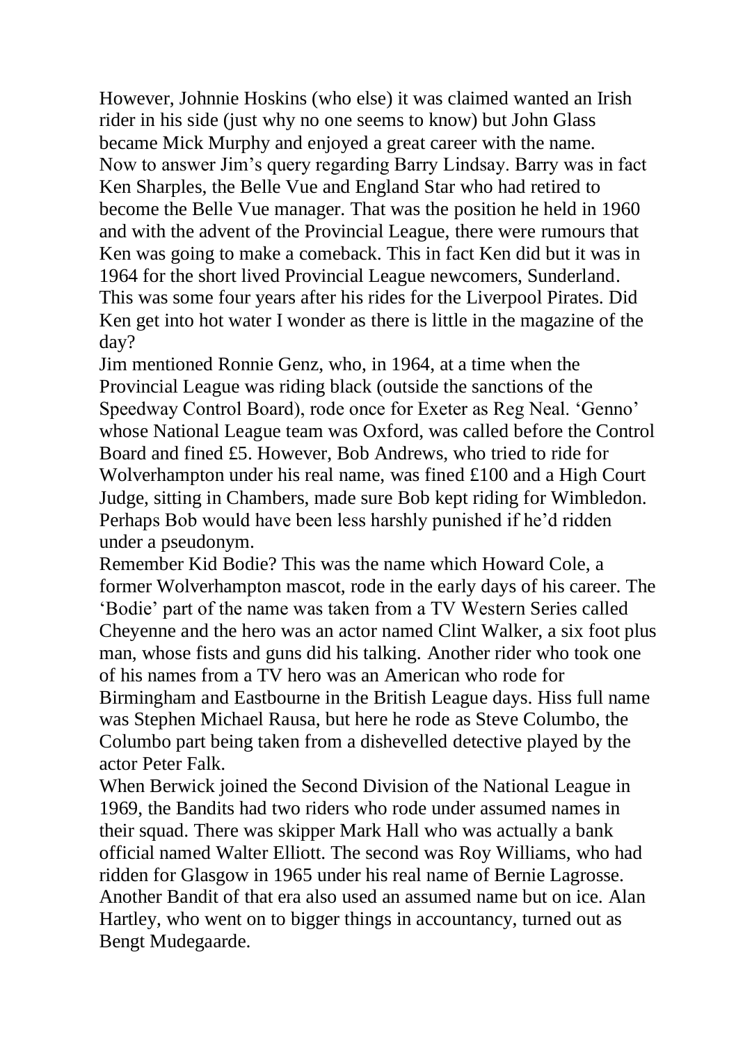However, Johnnie Hoskins (who else) it was claimed wanted an Irish rider in his side (just why no one seems to know) but John Glass became Mick Murphy and enjoyed a great career with the name.

Now to answer Jim's query regarding Barry Lindsay. Barry was in fact Ken Sharples, the Belle Vue and England Star who had retired to become the Belle Vue manager. That was the position he held in 1960 and with the advent of the Provincial League, there were rumours that Ken was going to make a comeback. This in fact Ken did but it was in 1964 for the short lived Provincial League newcomers, Sunderland. This was some four years after his rides for the Liverpool Pirates. Did Ken get into hot water I wonder as there is little in the magazine of the day?

Jim mentioned Ronnie Genz, who, in 1964, at a time when the Provincial League was riding black (outside the sanctions of the Speedway Control Board), rode once for Exeter as Reg Neal. 'Genno' whose National League team was Oxford, was called before the Control Board and fined £5. However, Bob Andrews, who tried to ride for Wolverhampton under his real name, was fined £100 and a High Court Judge, sitting in Chambers, made sure Bob kept riding for Wimbledon. Perhaps Bob would have been less harshly punished if he'd ridden under a pseudonym.

Remember Kid Bodie? This was the name which Howard Cole, a former Wolverhampton mascot, rode in the early days of his career. The 'Bodie' part of the name was taken from a TV Western Series called Cheyenne and the hero was an actor named Clint Walker, a six foot plus man, whose fists and guns did his talking. Another rider who took one of his names from a TV hero was an American who rode for Birmingham and Eastbourne in the British League days. Hiss full name was Stephen Michael Rausa, but here he rode as Steve Columbo, the Columbo part being taken from a dishevelled detective played by the actor Peter Falk.

When Berwick joined the Second Division of the National League in 1969, the Bandits had two riders who rode under assumed names in their squad. There was skipper Mark Hall who was actually a bank official named Walter Elliott. The second was Roy Williams, who had ridden for Glasgow in 1965 under his real name of Bernie Lagrosse. Another Bandit of that era also used an assumed name but on ice. Alan Hartley, who went on to bigger things in accountancy, turned out as Bengt Mudegaarde.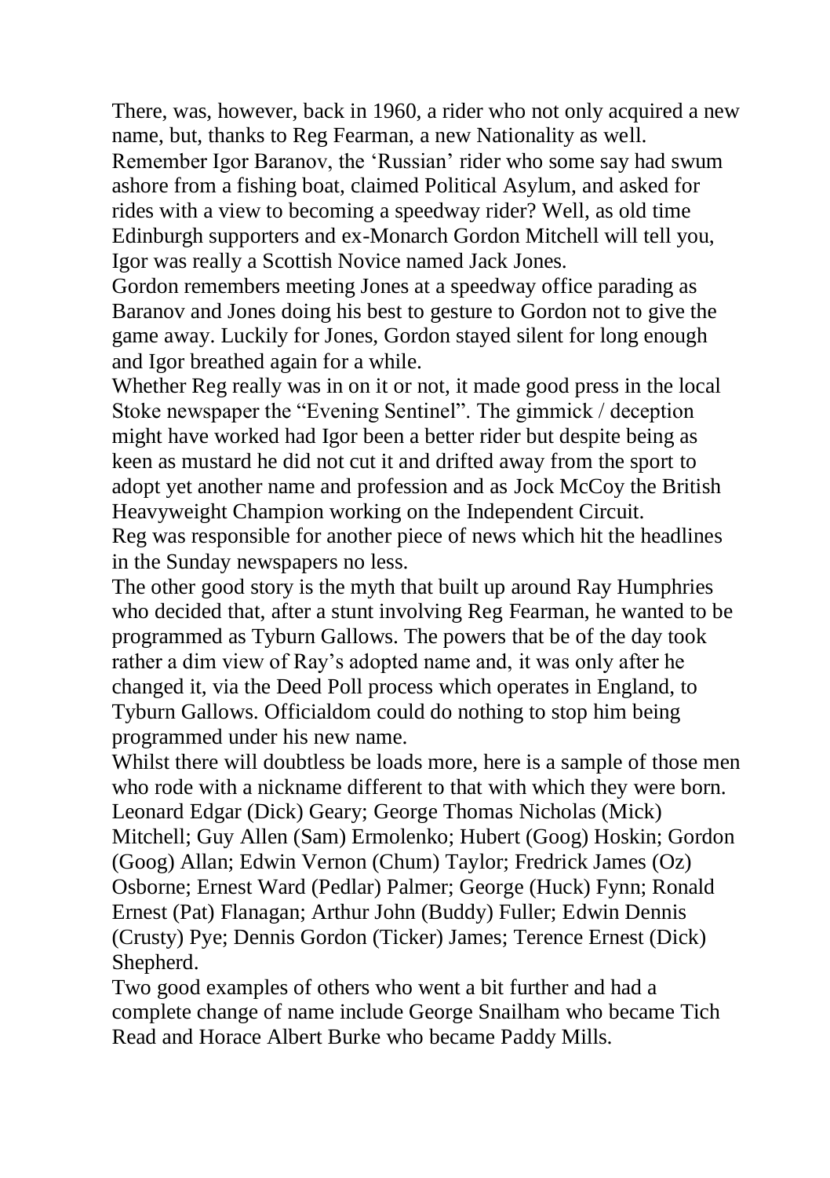There, was, however, back in 1960, a rider who not only acquired a new name, but, thanks to Reg Fearman, a new Nationality as well. Remember Igor Baranov, the 'Russian' rider who some say had swum ashore from a fishing boat, claimed Political Asylum, and asked for rides with a view to becoming a speedway rider? Well, as old time Edinburgh supporters and ex-Monarch Gordon Mitchell will tell you, Igor was really a Scottish Novice named Jack Jones.

Gordon remembers meeting Jones at a speedway office parading as Baranov and Jones doing his best to gesture to Gordon not to give the game away. Luckily for Jones, Gordon stayed silent for long enough and Igor breathed again for a while.

Whether Reg really was in on it or not, it made good press in the local Stoke newspaper the "Evening Sentinel". The gimmick / deception might have worked had Igor been a better rider but despite being as keen as mustard he did not cut it and drifted away from the sport to adopt yet another name and profession and as Jock McCoy the British Heavyweight Champion working on the Independent Circuit.

Reg was responsible for another piece of news which hit the headlines in the Sunday newspapers no less.

The other good story is the myth that built up around Ray Humphries who decided that, after a stunt involving Reg Fearman, he wanted to be programmed as Tyburn Gallows. The powers that be of the day took rather a dim view of Ray's adopted name and, it was only after he changed it, via the Deed Poll process which operates in England, to Tyburn Gallows. Officialdom could do nothing to stop him being programmed under his new name.

Whilst there will doubtless be loads more, here is a sample of those men who rode with a nickname different to that with which they were born. Leonard Edgar (Dick) Geary; George Thomas Nicholas (Mick) Mitchell; Guy Allen (Sam) Ermolenko; Hubert (Goog) Hoskin; Gordon (Goog) Allan; Edwin Vernon (Chum) Taylor; Fredrick James (Oz) Osborne; Ernest Ward (Pedlar) Palmer; George (Huck) Fynn; Ronald Ernest (Pat) Flanagan; Arthur John (Buddy) Fuller; Edwin Dennis (Crusty) Pye; Dennis Gordon (Ticker) James; Terence Ernest (Dick) Shepherd.

Two good examples of others who went a bit further and had a complete change of name include George Snailham who became Tich Read and Horace Albert Burke who became Paddy Mills.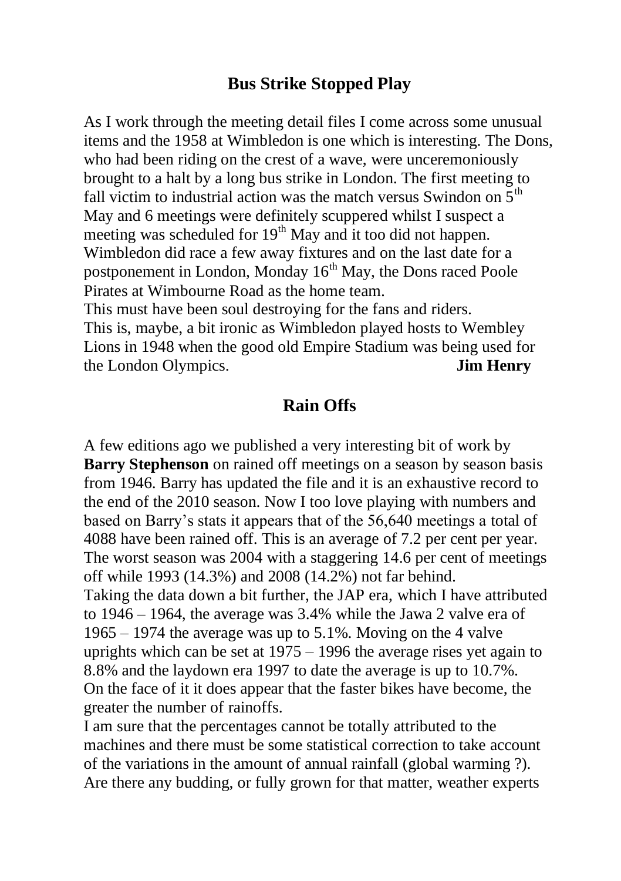## Bus Strike Stopped Play

As I work through the meeting detail files I come across some unusual items and the 1958 at Wimbledon is one which is interesting. The Dons, who had been riding on the crest of a wave, were unceremoniously brought to a halt by a long bus strike in London. The first meeting to fall victim to industrial action was the match versus Swindon on 5th May and 6 meetings were definitely scuppered whilst I suspect a meeting was scheduled for 19th May and it too did not happen. Wimbledon did race a few away fixtures and on the last date for a postponement in London, Monday 16th May, the Dons raced Poole Pirates at Wimbourne Road as the home team.
This must have been soul destroying for the fans and riders.
This is, maybe, a bit ironic as Wimbledon played hosts to Wembley Lions in 1948 when the good old Empire Stadium was being used for the London Olympics. **Jim Henry**

## Rain Offs

A few editions ago we published a very interesting bit of work by **Barry Stephenson** on rained off meetings on a season by season basis from 1946. Barry has updated the file and it is an exhaustive record to the end of the 2010 season. Now I too love playing with numbers and based on Barry's stats it appears that of the 56,640 meetings a total of 4088 have been rained off. This is an average of 7.2 per cent per year. The worst season was 2004 with a staggering 14.6 per cent of meetings off while 1993 (14.3%) and 2008 (14.2%) not far behind.
Taking the data down a bit further, the JAP era, which I have attributed to 1946 – 1964, the average was 3.4% while the Jawa 2 valve era of 1965 – 1974 the average was up to 5.1%. Moving on the 4 valve uprights which can be set at 1975 – 1996 the average rises yet again to 8.8% and the laydown era 1997 to date the average is up to 10.7%. On the face of it it does appear that the faster bikes have become, the greater the number of rainoffs.
I am sure that the percentages cannot be totally attributed to the machines and there must be some statistical correction to take account of the variations in the amount of annual rainfall (global warming ?). Are there any budding, or fully grown for that matter, weather experts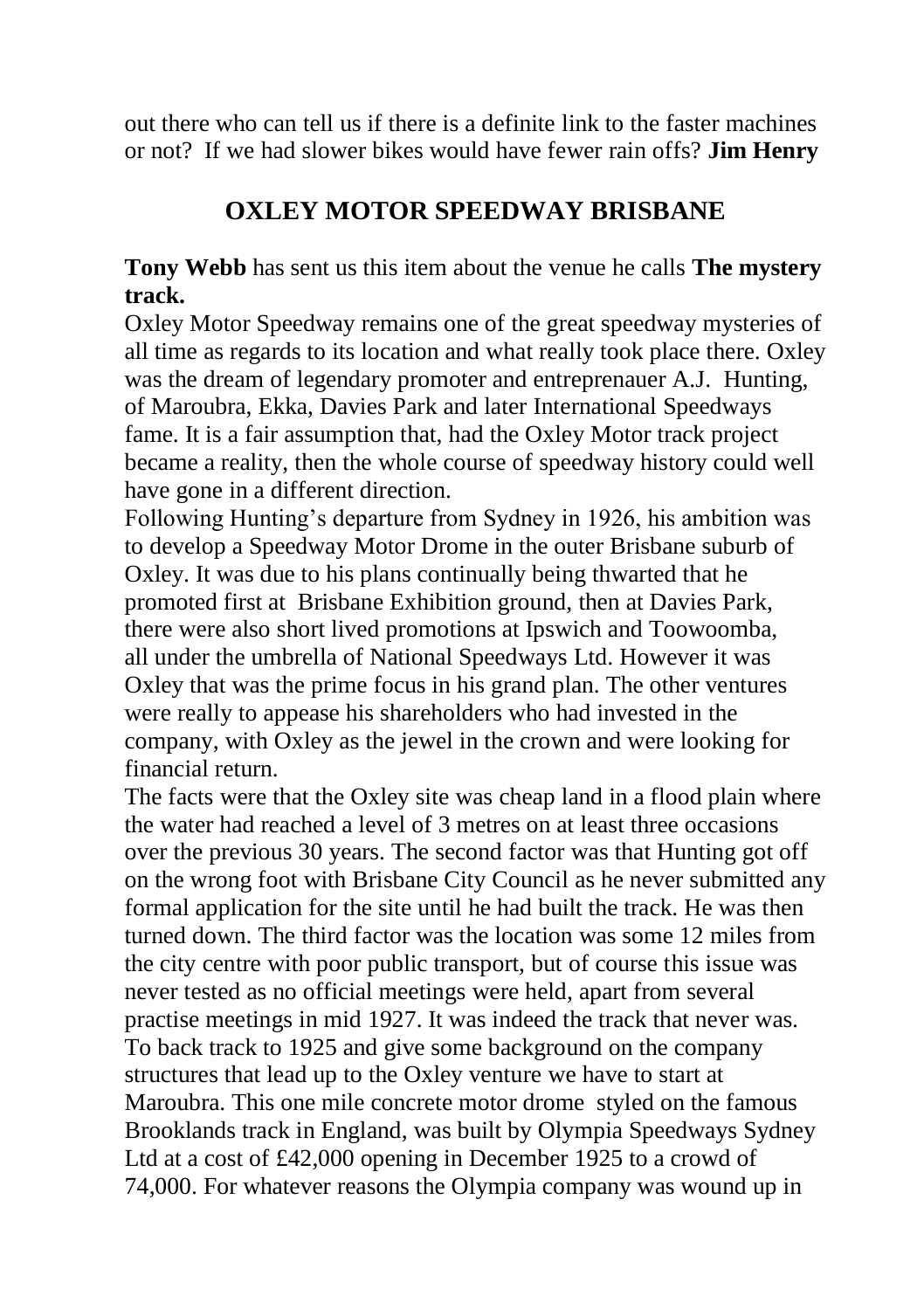out there who can tell us if there is a definite link to the faster machines or not? If we had slower bikes would have fewer rain offs? **Jim Henry**

## OXLEY MOTOR SPEEDWAY BRISBANE

**Tony Webb** has sent us this item about the venue he calls **The mystery track.**

Oxley Motor Speedway remains one of the great speedway mysteries of all time as regards to its location and what really took place there. Oxley was the dream of legendary promoter and entreprenauer A.J. Hunting, of Maroubra, Ekka, Davies Park and later International Speedways fame. It is a fair assumption that, had the Oxley Motor track project became a reality, then the whole course of speedway history could well have gone in a different direction.

Following Hunting's departure from Sydney in 1926, his ambition was to develop a Speedway Motor Drome in the outer Brisbane suburb of Oxley. It was due to his plans continually being thwarted that he promoted first at Brisbane Exhibition ground, then at Davies Park, there were also short lived promotions at Ipswich and Toowoomba, all under the umbrella of National Speedways Ltd. However it was Oxley that was the prime focus in his grand plan. The other ventures were really to appease his shareholders who had invested in the company, with Oxley as the jewel in the crown and were looking for financial return.

The facts were that the Oxley site was cheap land in a flood plain where the water had reached a level of 3 metres on at least three occasions over the previous 30 years. The second factor was that Hunting got off on the wrong foot with Brisbane City Council as he never submitted any formal application for the site until he had built the track. He was then turned down. The third factor was the location was some 12 miles from the city centre with poor public transport, but of course this issue was never tested as no official meetings were held, apart from several practise meetings in mid 1927. It was indeed the track that never was.

To back track to 1925 and give some background on the company structures that lead up to the Oxley venture we have to start at Maroubra. This one mile concrete motor drome styled on the famous Brooklands track in England, was built by Olympia Speedways Sydney Ltd at a cost of £42,000 opening in December 1925 to a crowd of 74,000. For whatever reasons the Olympia company was wound up in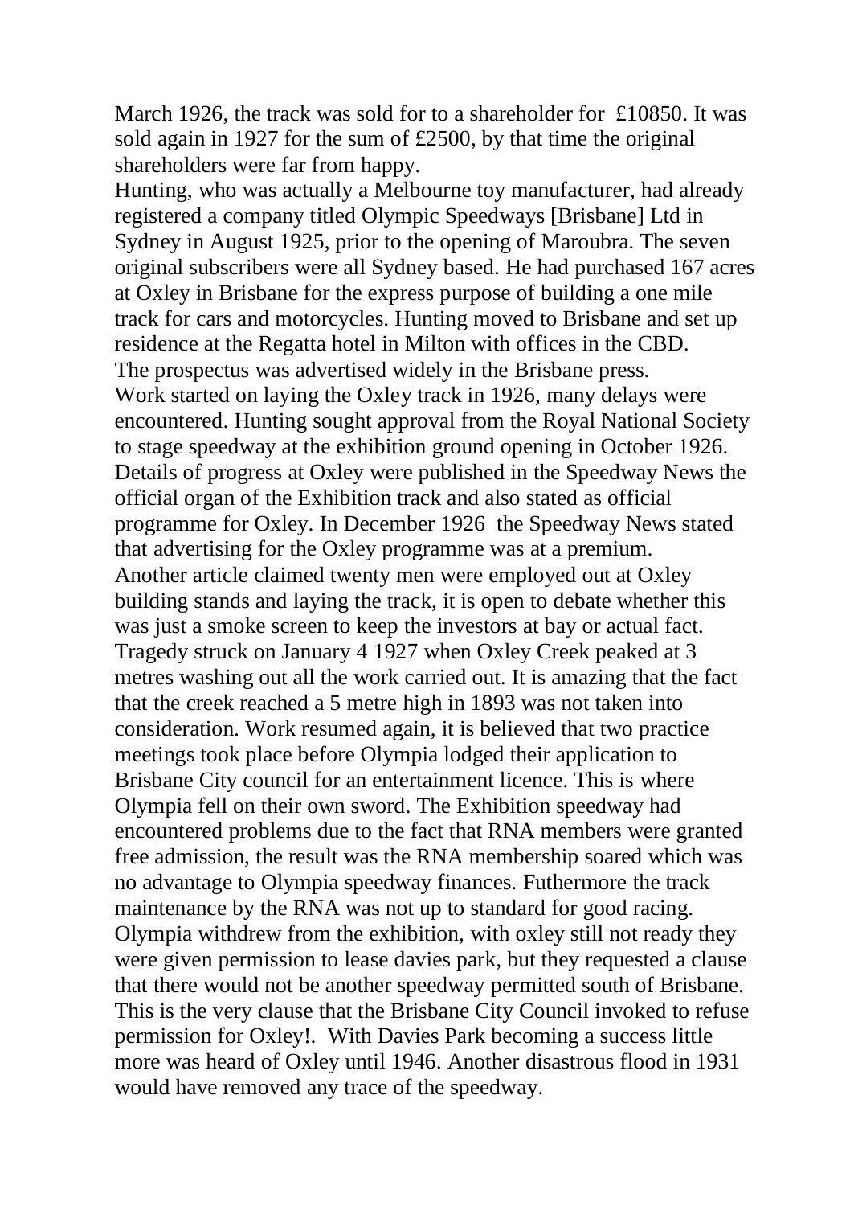March 1926, the track was sold for to a shareholder for £10850. It was sold again in 1927 for the sum of £2500, by that time the original shareholders were far from happy.

Hunting, who was actually a Melbourne toy manufacturer, had already registered a company titled Olympic Speedways [Brisbane] Ltd in Sydney in August 1925, prior to the opening of Maroubra. The seven original subscribers were all Sydney based. He had purchased 167 acres at Oxley in Brisbane for the express purpose of building a one mile track for cars and motorcycles. Hunting moved to Brisbane and set up residence at the Regatta hotel in Milton with offices in the CBD.

The prospectus was advertised widely in the Brisbane press.

Work started on laying the Oxley track in 1926, many delays were encountered. Hunting sought approval from the Royal National Society to stage speedway at the exhibition ground opening in October 1926. Details of progress at Oxley were published in the Speedway News the official organ of the Exhibition track and also stated as official programme for Oxley. In December 1926 the Speedway News stated that advertising for the Oxley programme was at a premium.

Another article claimed twenty men were employed out at Oxley building stands and laying the track, it is open to debate whether this was just a smoke screen to keep the investors at bay or actual fact.

Tragedy struck on January 4 1927 when Oxley Creek peaked at 3 metres washing out all the work carried out. It is amazing that the fact that the creek reached a 5 metre high in 1893 was not taken into consideration. Work resumed again, it is believed that two practice meetings took place before Olympia lodged their application to Brisbane City council for an entertainment licence. This is where Olympia fell on their own sword. The Exhibition speedway had encountered problems due to the fact that RNA members were granted free admission, the result was the RNA membership soared which was no advantage to Olympia speedway finances. Futhermore the track maintenance by the RNA was not up to standard for good racing. Olympia withdrew from the exhibition, with oxley still not ready they were given permission to lease davies park, but they requested a clause that there would not be another speedway permitted south of Brisbane. This is the very clause that the Brisbane City Council invoked to refuse permission for Oxley!. With Davies Park becoming a success little more was heard of Oxley until 1946. Another disastrous flood in 1931 would have removed any trace of the speedway.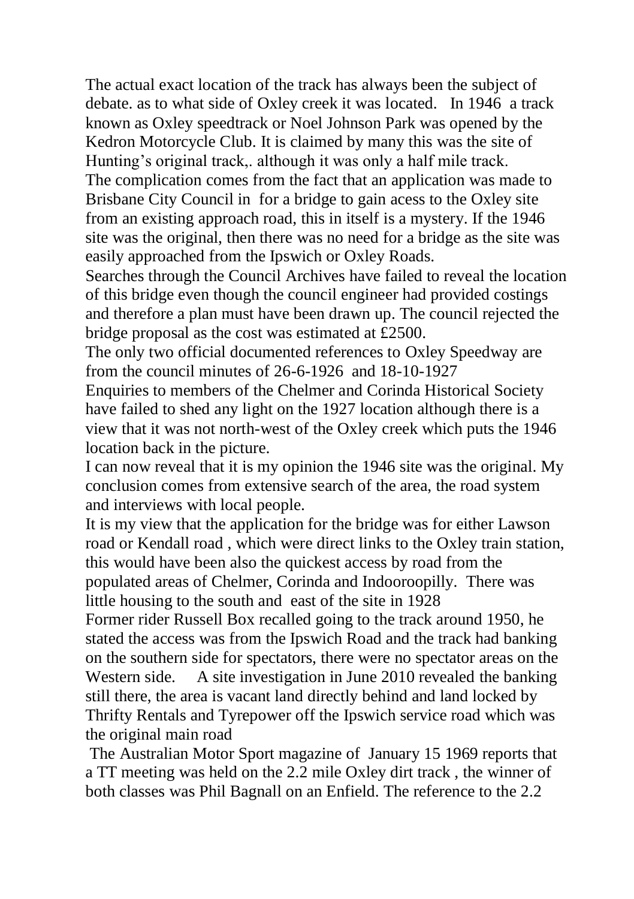The actual exact location of the track has always been the subject of debate. as to what side of Oxley creek it was located.   In 1946  a track known as Oxley speedtrack or Noel Johnson Park was opened by the Kedron Motorcycle Club. It is claimed by many this was the site of Hunting's original track,. although it was only a half mile track.

The complication comes from the fact that an application was made to Brisbane City Council in  for a bridge to gain acess to the Oxley site from an existing approach road, this in itself is a mystery. If the 1946 site was the original, then there was no need for a bridge as the site was easily approached from the Ipswich or Oxley Roads.

Searches through the Council Archives have failed to reveal the location of this bridge even though the council engineer had provided costings and therefore a plan must have been drawn up. The council rejected the bridge proposal as the cost was estimated at £2500.

The only two official documented references to Oxley Speedway are from the council minutes of 26-6-1926  and 18-10-1927

Enquiries to members of the Chelmer and Corinda Historical Society have failed to shed any light on the 1927 location although there is a view that it was not north-west of the Oxley creek which puts the 1946 location back in the picture.

I can now reveal that it is my opinion the 1946 site was the original. My conclusion comes from extensive search of the area, the road system and interviews with local people.

It is my view that the application for the bridge was for either Lawson road or Kendall road , which were direct links to the Oxley train station, this would have been also the quickest access by road from the populated areas of Chelmer, Corinda and Indooroopilly.  There was little housing to the south and  east of the site in 1928

Former rider Russell Box recalled going to the track around 1950, he stated the access was from the Ipswich Road and the track had banking on the southern side for spectators, there were no spectator areas on the Western side.     A site investigation in June 2010 revealed the banking still there, the area is vacant land directly behind and land locked by Thrifty Rentals and Tyrepower off the Ipswich service road which was the original main road

The Australian Motor Sport magazine of  January 15 1969 reports that a TT meeting was held on the 2.2 mile Oxley dirt track , the winner of both classes was Phil Bagnall on an Enfield. The reference to the 2.2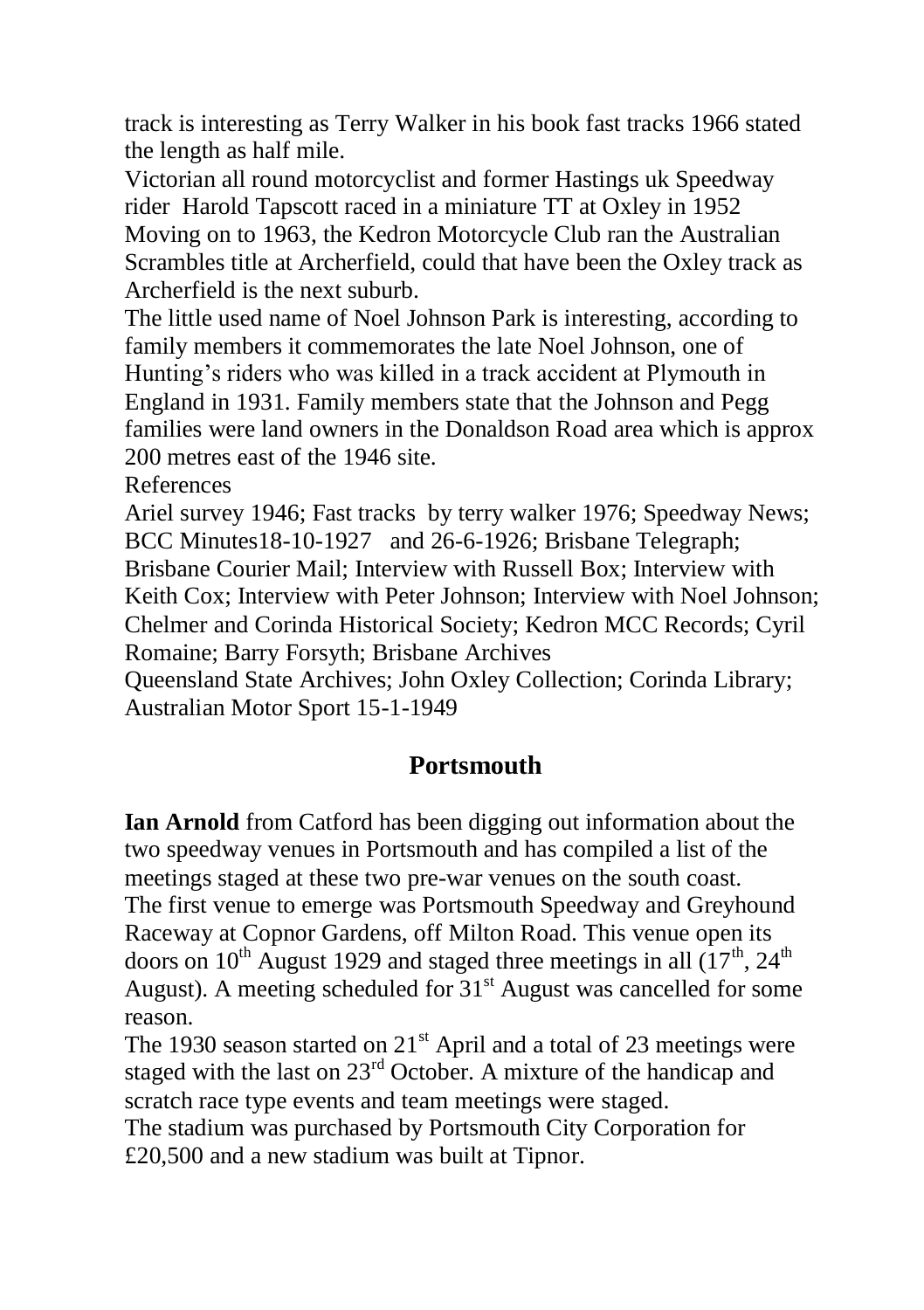track is interesting as Terry Walker in his book fast tracks 1966 stated the length as half mile.

Victorian all round motorcyclist and former Hastings uk Speedway rider Harold Tapscott raced in a miniature TT at Oxley in 1952

Moving on to 1963, the Kedron Motorcycle Club ran the Australian Scrambles title at Archerfield, could that have been the Oxley track as Archerfield is the next suburb.

The little used name of Noel Johnson Park is interesting, according to family members it commemorates the late Noel Johnson, one of Hunting's riders who was killed in a track accident at Plymouth in England in 1931. Family members state that the Johnson and Pegg families were land owners in the Donaldson Road area which is approx 200 metres east of the 1946 site.

References

Ariel survey 1946; Fast tracks by terry walker 1976; Speedway News; BCC Minutes18-10-1927 and 26-6-1926; Brisbane Telegraph; Brisbane Courier Mail; Interview with Russell Box; Interview with Keith Cox; Interview with Peter Johnson; Interview with Noel Johnson; Chelmer and Corinda Historical Society; Kedron MCC Records; Cyril Romaine; Barry Forsyth; Brisbane Archives

Queensland State Archives; John Oxley Collection; Corinda Library; Australian Motor Sport 15-1-1949

## Portsmouth

**Ian Arnold** from Catford has been digging out information about the two speedway venues in Portsmouth and has compiled a list of the meetings staged at these two pre-war venues on the south coast.

The first venue to emerge was Portsmouth Speedway and Greyhound Raceway at Copnor Gardens, off Milton Road. This venue open its doors on 10th August 1929 and staged three meetings in all (17th, 24th August). A meeting scheduled for 31st August was cancelled for some reason.

The 1930 season started on 21st April and a total of 23 meetings were staged with the last on 23rd October. A mixture of the handicap and scratch race type events and team meetings were staged.

The stadium was purchased by Portsmouth City Corporation for £20,500 and a new stadium was built at Tipnor.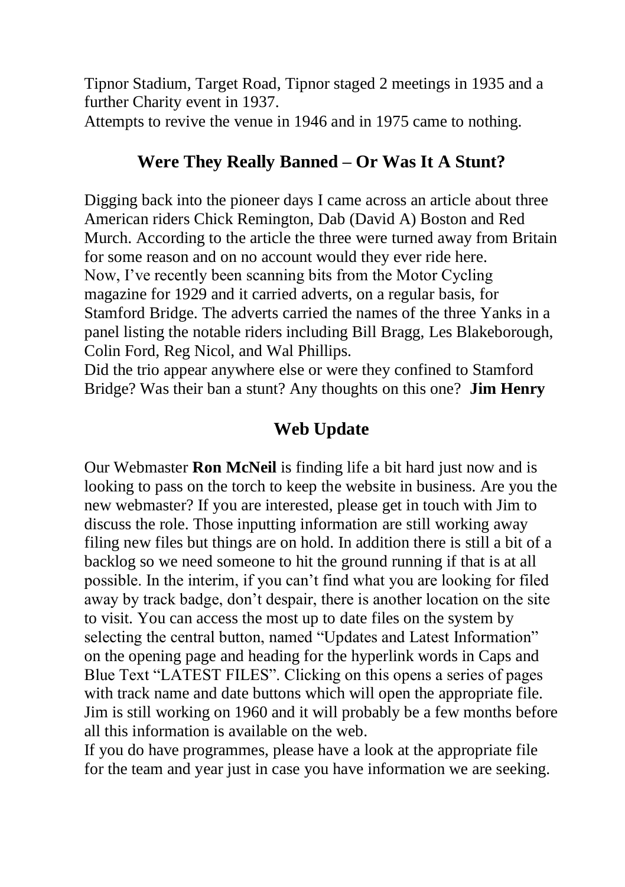Tipnor Stadium, Target Road, Tipnor staged 2 meetings in 1935 and a further Charity event in 1937.
Attempts to revive the venue in 1946 and in 1975 came to nothing.

## Were They Really Banned – Or Was It A Stunt?

Digging back into the pioneer days I came across an article about three American riders Chick Remington, Dab (David A) Boston and Red Murch. According to the article the three were turned away from Britain for some reason and on no account would they ever ride here.
Now, I've recently been scanning bits from the Motor Cycling magazine for 1929 and it carried adverts, on a regular basis, for Stamford Bridge. The adverts carried the names of the three Yanks in a panel listing the notable riders including Bill Bragg, Les Blakeborough, Colin Ford, Reg Nicol, and Wal Phillips.
Did the trio appear anywhere else or were they confined to Stamford Bridge? Was their ban a stunt? Any thoughts on this one? **Jim Henry**

## Web Update

Our Webmaster **Ron McNeil** is finding life a bit hard just now and is looking to pass on the torch to keep the website in business. Are you the new webmaster? If you are interested, please get in touch with Jim to discuss the role. Those inputting information are still working away filing new files but things are on hold. In addition there is still a bit of a backlog so we need someone to hit the ground running if that is at all possible. In the interim, if you can't find what you are looking for filed away by track badge, don't despair, there is another location on the site to visit. You can access the most up to date files on the system by selecting the central button, named "Updates and Latest Information" on the opening page and heading for the hyperlink words in Caps and Blue Text "LATEST FILES". Clicking on this opens a series of pages with track name and date buttons which will open the appropriate file. Jim is still working on 1960 and it will probably be a few months before all this information is available on the web.
If you do have programmes, please have a look at the appropriate file for the team and year just in case you have information we are seeking.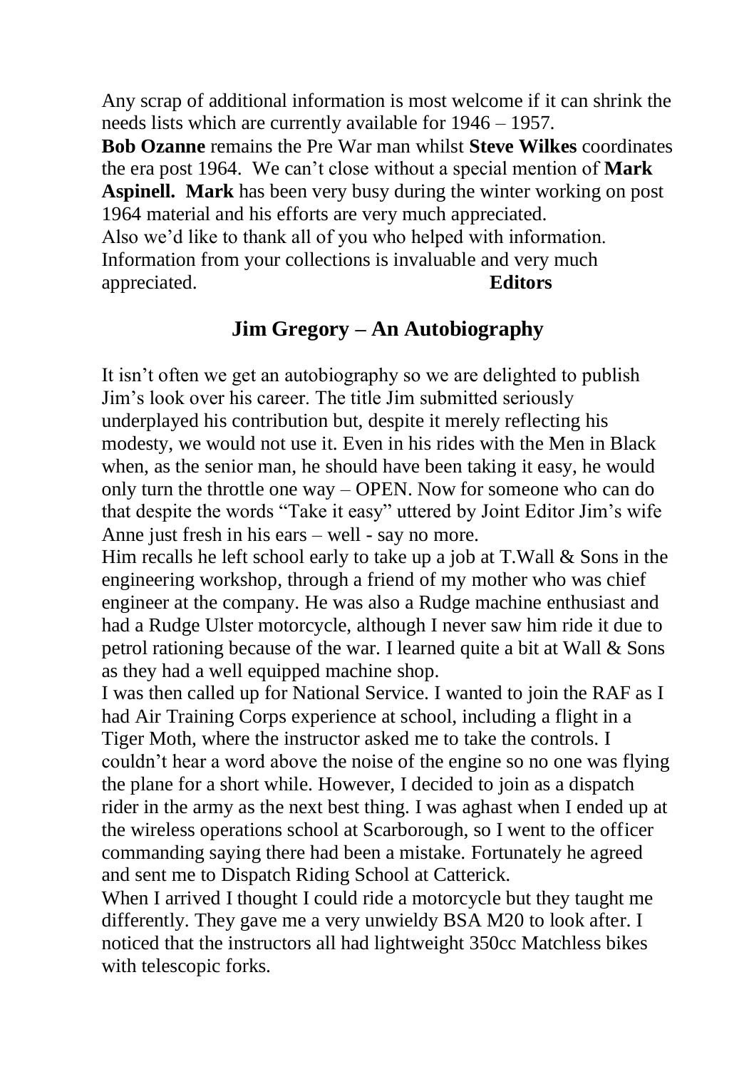Any scrap of additional information is most welcome if it can shrink the needs lists which are currently available for 1946 – 1957.

**Bob Ozanne** remains the Pre War man whilst **Steve Wilkes** coordinates the era post 1964. We can't close without a special mention of **Mark Aspinell. Mark** has been very busy during the winter working on post 1964 material and his efforts are very much appreciated.

Also we'd like to thank all of you who helped with information. Information from your collections is invaluable and very much appreciated. **Editors**

## Jim Gregory – An Autobiography

It isn't often we get an autobiography so we are delighted to publish Jim's look over his career. The title Jim submitted seriously underplayed his contribution but, despite it merely reflecting his modesty, we would not use it. Even in his rides with the Men in Black when, as the senior man, he should have been taking it easy, he would only turn the throttle one way – OPEN. Now for someone who can do that despite the words "Take it easy" uttered by Joint Editor Jim's wife Anne just fresh in his ears – well - say no more.

Him recalls he left school early to take up a job at T.Wall & Sons in the engineering workshop, through a friend of my mother who was chief engineer at the company. He was also a Rudge machine enthusiast and had a Rudge Ulster motorcycle, although I never saw him ride it due to petrol rationing because of the war. I learned quite a bit at Wall & Sons as they had a well equipped machine shop.

I was then called up for National Service. I wanted to join the RAF as I had Air Training Corps experience at school, including a flight in a Tiger Moth, where the instructor asked me to take the controls. I couldn't hear a word above the noise of the engine so no one was flying the plane for a short while. However, I decided to join as a dispatch rider in the army as the next best thing. I was aghast when I ended up at the wireless operations school at Scarborough, so I went to the officer commanding saying there had been a mistake. Fortunately he agreed and sent me to Dispatch Riding School at Catterick.

When I arrived I thought I could ride a motorcycle but they taught me differently. They gave me a very unwieldy BSA M20 to look after. I noticed that the instructors all had lightweight 350cc Matchless bikes with telescopic forks.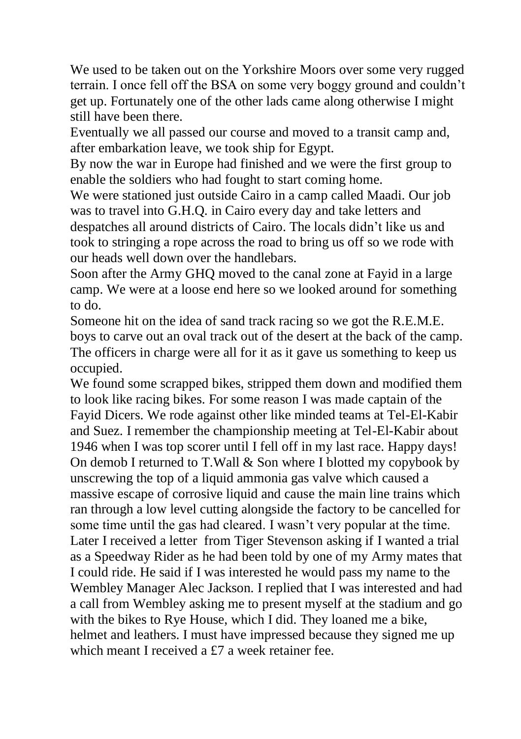We used to be taken out on the Yorkshire Moors over some very rugged terrain. I once fell off the BSA on some very boggy ground and couldn't get up. Fortunately one of the other lads came along otherwise I might still have been there.

Eventually we all passed our course and moved to a transit camp and, after embarkation leave, we took ship for Egypt.

By now the war in Europe had finished and we were the first group to enable the soldiers who had fought to start coming home.

We were stationed just outside Cairo in a camp called Maadi. Our job was to travel into G.H.Q. in Cairo every day and take letters and despatches all around districts of Cairo. The locals didn't like us and took to stringing a rope across the road to bring us off so we rode with our heads well down over the handlebars.

Soon after the Army GHQ moved to the canal zone at Fayid in a large camp. We were at a loose end here so we looked around for something to do.

Someone hit on the idea of sand track racing so we got the R.E.M.E. boys to carve out an oval track out of the desert at the back of the camp. The officers in charge were all for it as it gave us something to keep us occupied.

We found some scrapped bikes, stripped them down and modified them to look like racing bikes. For some reason I was made captain of the Fayid Dicers. We rode against other like minded teams at Tel-El-Kabir and Suez. I remember the championship meeting at Tel-El-Kabir about 1946 when I was top scorer until I fell off in my last race. Happy days!

On demob I returned to T.Wall & Son where I blotted my copybook by unscrewing the top of a liquid ammonia gas valve which caused a massive escape of corrosive liquid and cause the main line trains which ran through a low level cutting alongside the factory to be cancelled for some time until the gas had cleared. I wasn't very popular at the time.

Later I received a letter from Tiger Stevenson asking if I wanted a trial as a Speedway Rider as he had been told by one of my Army mates that I could ride. He said if I was interested he would pass my name to the Wembley Manager Alec Jackson. I replied that I was interested and had a call from Wembley asking me to present myself at the stadium and go with the bikes to Rye House, which I did. They loaned me a bike, helmet and leathers. I must have impressed because they signed me up which meant I received a £7 a week retainer fee.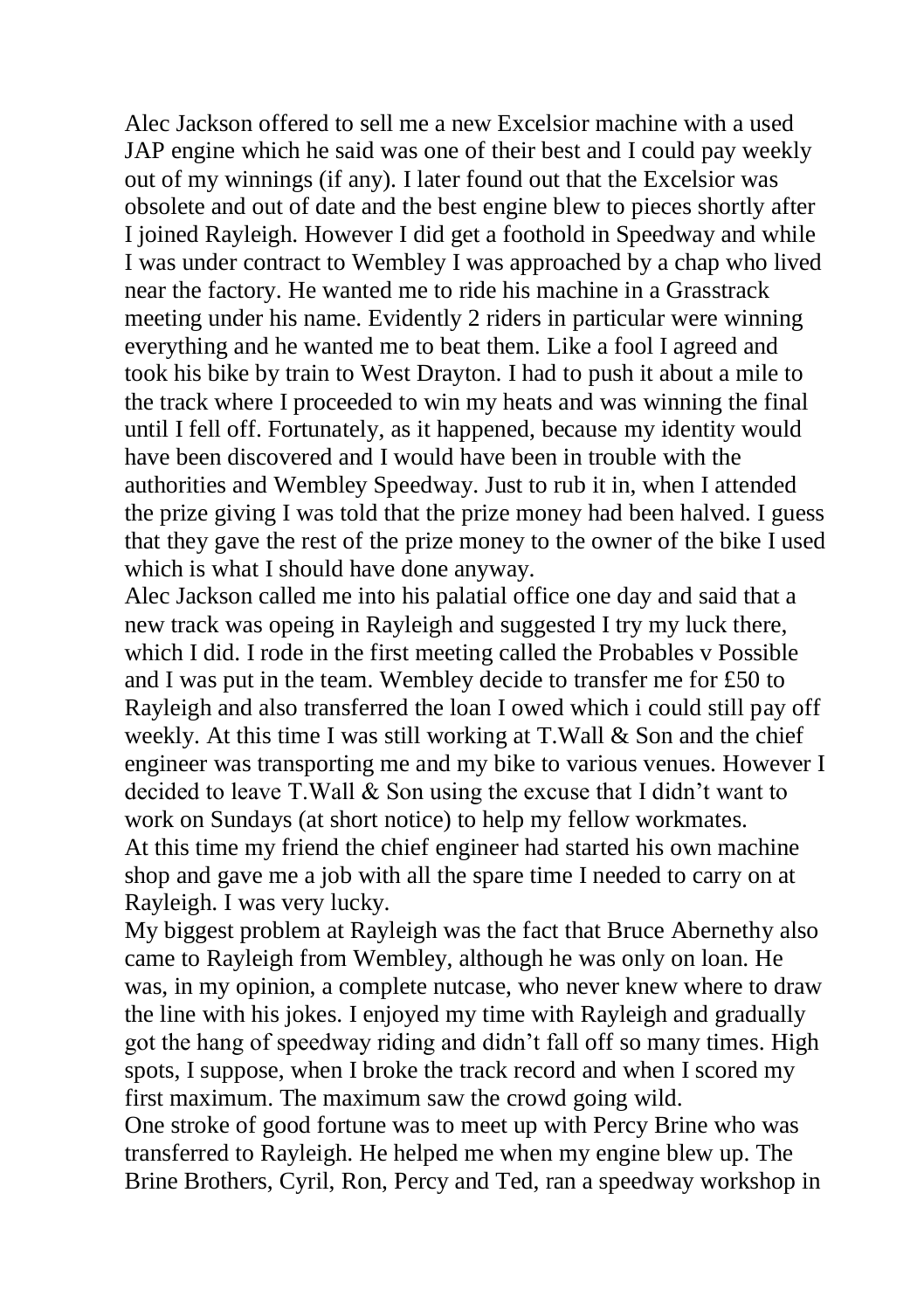Alec Jackson offered to sell me a new Excelsior machine with a used JAP engine which he said was one of their best and I could pay weekly out of my winnings (if any). I later found out that the Excelsior was obsolete and out of date and the best engine blew to pieces shortly after I joined Rayleigh. However I did get a foothold in Speedway and while I was under contract to Wembley I was approached by a chap who lived near the factory. He wanted me to ride his machine in a Grasstrack meeting under his name. Evidently 2 riders in particular were winning everything and he wanted me to beat them. Like a fool I agreed and took his bike by train to West Drayton. I had to push it about a mile to the track where I proceeded to win my heats and was winning the final until I fell off. Fortunately, as it happened, because my identity would have been discovered and I would have been in trouble with the authorities and Wembley Speedway. Just to rub it in, when I attended the prize giving I was told that the prize money had been halved. I guess that they gave the rest of the prize money to the owner of the bike I used which is what I should have done anyway.

Alec Jackson called me into his palatial office one day and said that a new track was opeing in Rayleigh and suggested I try my luck there, which I did. I rode in the first meeting called the Probables v Possible and I was put in the team. Wembley decide to transfer me for £50 to Rayleigh and also transferred the loan I owed which i could still pay off weekly. At this time I was still working at T.Wall & Son and the chief engineer was transporting me and my bike to various venues. However I decided to leave T.Wall & Son using the excuse that I didn't want to work on Sundays (at short notice) to help my fellow workmates.

At this time my friend the chief engineer had started his own machine shop and gave me a job with all the spare time I needed to carry on at Rayleigh. I was very lucky.

My biggest problem at Rayleigh was the fact that Bruce Abernethy also came to Rayleigh from Wembley, although he was only on loan. He was, in my opinion, a complete nutcase, who never knew where to draw the line with his jokes. I enjoyed my time with Rayleigh and gradually got the hang of speedway riding and didn't fall off so many times. High spots, I suppose, when I broke the track record and when I scored my first maximum. The maximum saw the crowd going wild.

One stroke of good fortune was to meet up with Percy Brine who was transferred to Rayleigh. He helped me when my engine blew up. The Brine Brothers, Cyril, Ron, Percy and Ted, ran a speedway workshop in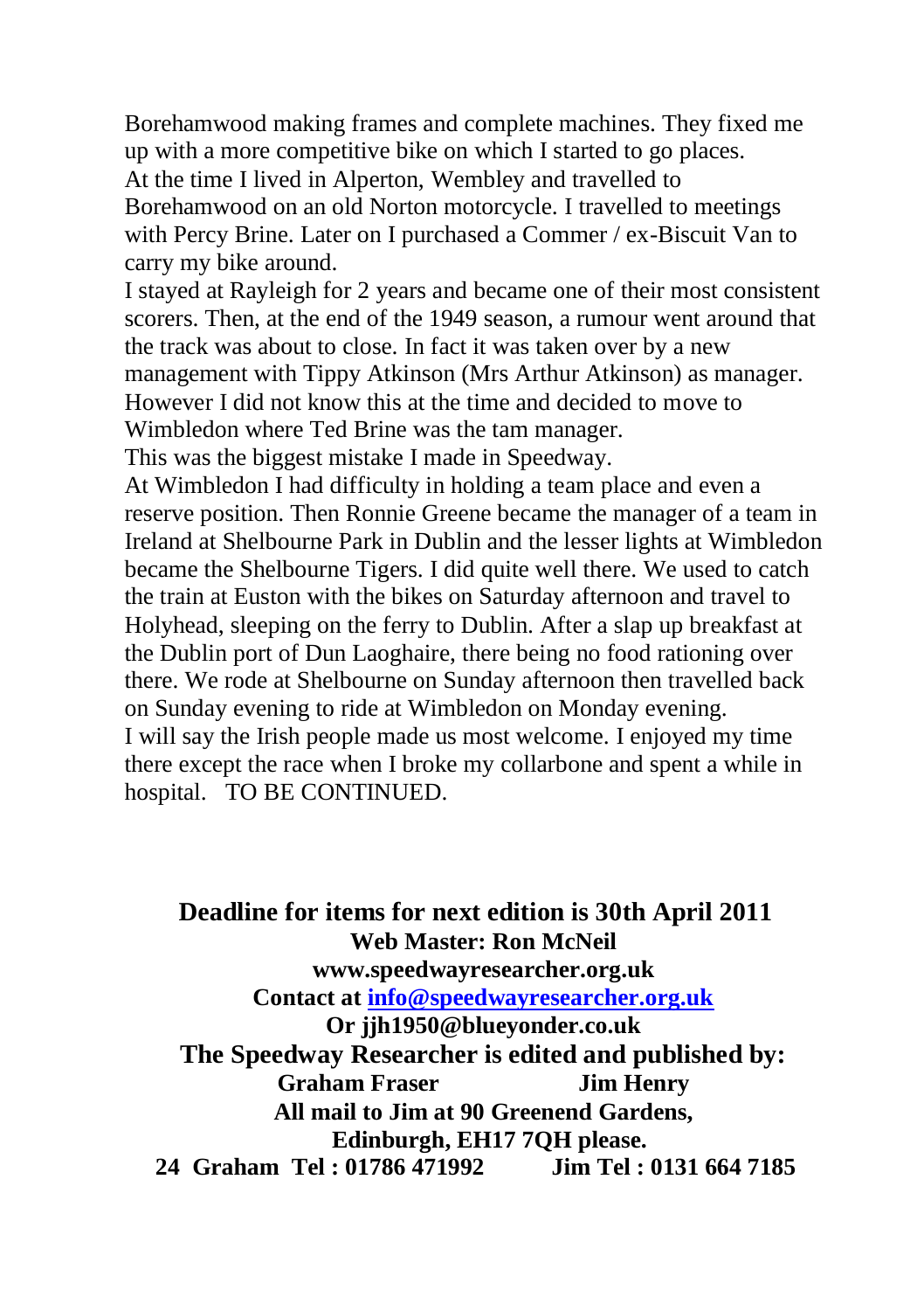Borehamwood making frames and complete machines. They fixed me up with a more competitive bike on which I started to go places. At the time I lived in Alperton, Wembley and travelled to Borehamwood on an old Norton motorcycle. I travelled to meetings with Percy Brine. Later on I purchased a Commer / ex-Biscuit Van to carry my bike around.

I stayed at Rayleigh for 2 years and became one of their most consistent scorers. Then, at the end of the 1949 season, a rumour went around that the track was about to close. In fact it was taken over by a new management with Tippy Atkinson (Mrs Arthur Atkinson) as manager. However I did not know this at the time and decided to move to Wimbledon where Ted Brine was the tam manager.

This was the biggest mistake I made in Speedway.

At Wimbledon I had difficulty in holding a team place and even a reserve position. Then Ronnie Greene became the manager of a team in Ireland at Shelbourne Park in Dublin and the lesser lights at Wimbledon became the Shelbourne Tigers. I did quite well there. We used to catch the train at Euston with the bikes on Saturday afternoon and travel to Holyhead, sleeping on the ferry to Dublin. After a slap up breakfast at the Dublin port of Dun Laoghaire, there being no food rationing over there. We rode at Shelbourne on Sunday afternoon then travelled back on Sunday evening to ride at Wimbledon on Monday evening.

I will say the Irish people made us most welcome. I enjoyed my time there except the race when I broke my collarbone and spent a while in hospital. TO BE CONTINUED.

**Deadline for items for next edition is 30th April 2011**
**Web Master: Ron McNeil**
**www.speedwayresearcher.org.uk**
**Contact at info@speedwayresearcher.org.uk**
**Or jjh1950@blueyonder.co.uk**
**The Speedway Researcher is edited and published by:**
**Graham Fraser Jim Henry**
**All mail to Jim at 90 Greenend Gardens,**
**Edinburgh, EH17 7QH please.**
**Graham Tel : 01786 471992 Jim Tel : 0131 664 7185**